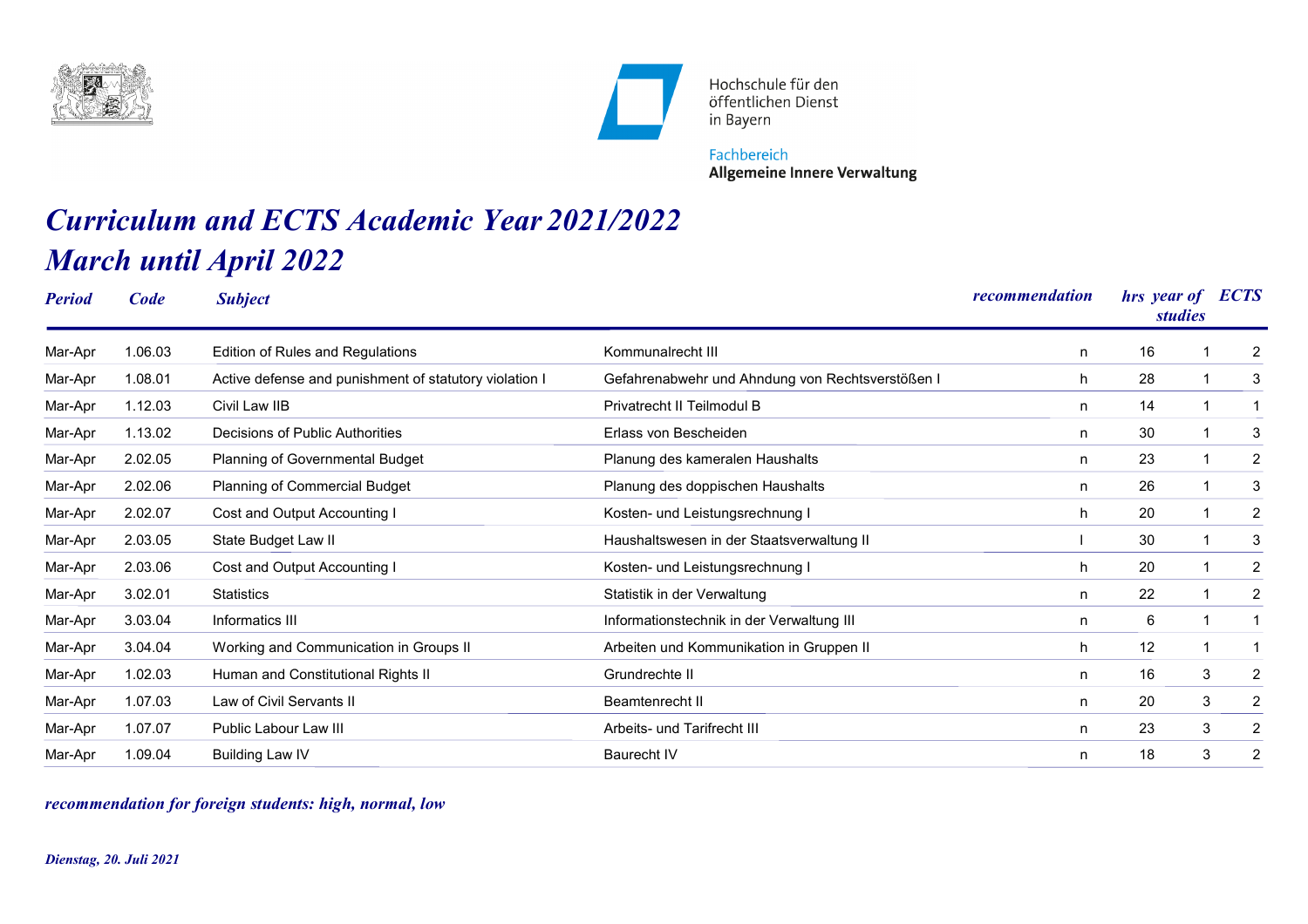Hochschule für den öffentlichen Dienst in Bayern

Fachbereich **Allgemeine Innere Verwaltung**

# *Curriculum and ECTS Academic Year 2021/2022*
# *March until April 2022*

| *Period* | *Code* | *Subject* | | *recommendation* | *hrs* | *year of studies* | *ECTS* |
|---|---|---|---|---|---|---|---|
| Mar-Apr | 1.06.03 | Edition of Rules and Regulations | Kommunalrecht III | n | 16 | 1 | 2 |
| Mar-Apr | 1.08.01 | Active defense and punishment of statutory violation I | Gefahrenabwehr und Ahndung von Rechtsverstößen I | h | 28 | 1 | 3 |
| Mar-Apr | 1.12.03 | Civil Law IIB | Privatrecht II Teilmodul B | n | 14 | 1 | 1 |
| Mar-Apr | 1.13.02 | Decisions of Public Authorities | Erlass von Bescheiden | n | 30 | 1 | 3 |
| Mar-Apr | 2.02.05 | Planning of Governmental Budget | Planung des kameralen Haushalts | n | 23 | 1 | 2 |
| Mar-Apr | 2.02.06 | Planning of Commercial Budget | Planung des doppischen Haushalts | n | 26 | 1 | 3 |
| Mar-Apr | 2.02.07 | Cost and Output Accounting I | Kosten- und Leistungsrechnung I | h | 20 | 1 | 2 |
| Mar-Apr | 2.03.05 | State Budget Law II | Haushaltswesen in der Staatsverwaltung II | l | 30 | 1 | 3 |
| Mar-Apr | 2.03.06 | Cost and Output Accounting I | Kosten- und Leistungsrechnung I | h | 20 | 1 | 2 |
| Mar-Apr | 3.02.01 | Statistics | Statistik in der Verwaltung | n | 22 | 1 | 2 |
| Mar-Apr | 3.03.04 | Informatics III | Informationstechnik in der Verwaltung III | n | 6 | 1 | 1 |
| Mar-Apr | 3.04.04 | Working and Communication in Groups II | Arbeiten und Kommunikation in Gruppen II | h | 12 | 1 | 1 |
| Mar-Apr | 1.02.03 | Human and Constitutional Rights II | Grundrechte II | n | 16 | 3 | 2 |
| Mar-Apr | 1.07.03 | Law of Civil Servants II | Beamtenrecht II | n | 20 | 3 | 2 |
| Mar-Apr | 1.07.07 | Public Labour Law III | Arbeits- und Tarifrecht III | n | 23 | 3 | 2 |
| Mar-Apr | 1.09.04 | Building Law IV | Baurecht IV | n | 18 | 3 | 2 |

***recommendation for foreign students: high, normal, low***

***Dienstag, 20. Juli 2021***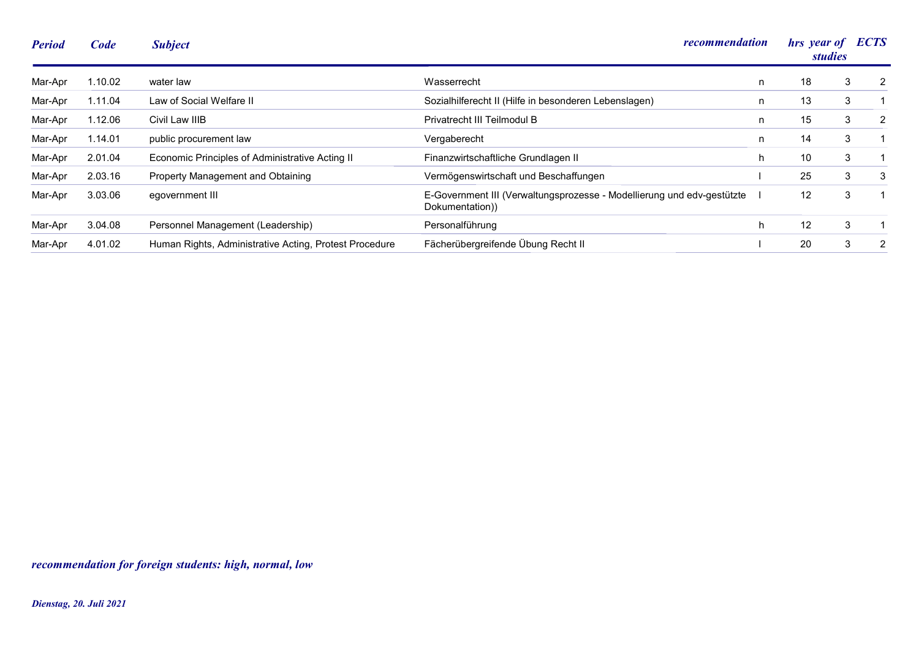| Period | Code | Subject | | recommendation | hrs | year of studies | ECTS |
|---|---|---|---|---|---|---|---|
| Mar-Apr | 1.10.02 | water law | Wasserrecht | n | 18 | 3 | 2 |
| Mar-Apr | 1.11.04 | Law of Social Welfare II | Sozialhilferecht II (Hilfe in besonderen Lebenslagen) | n | 13 | 3 | 1 |
| Mar-Apr | 1.12.06 | Civil Law IIIB | Privatrecht III Teilmodul B | n | 15 | 3 | 2 |
| Mar-Apr | 1.14.01 | public procurement law | Vergaberecht | n | 14 | 3 | 1 |
| Mar-Apr | 2.01.04 | Economic Principles of Administrative Acting II | Finanzwirtschaftliche Grundlagen II | h | 10 | 3 | 1 |
| Mar-Apr | 2.03.16 | Property Management and Obtaining | Vermögenswirtschaft und Beschaffungen | l | 25 | 3 | 3 |
| Mar-Apr | 3.03.06 | egovernment III | E-Government III (Verwaltungsprozesse - Modellierung und edv-gestützte Dokumentation)) | l | 12 | 3 | 1 |
| Mar-Apr | 3.04.08 | Personnel Management (Leadership) | Personalführung | h | 12 | 3 | 1 |
| Mar-Apr | 4.01.02 | Human Rights, Administrative Acting, Protest Procedure | Fächerübergreifende Übung Recht II | l | 20 | 3 | 2 |

***recommendation for foreign students: high, normal, low***